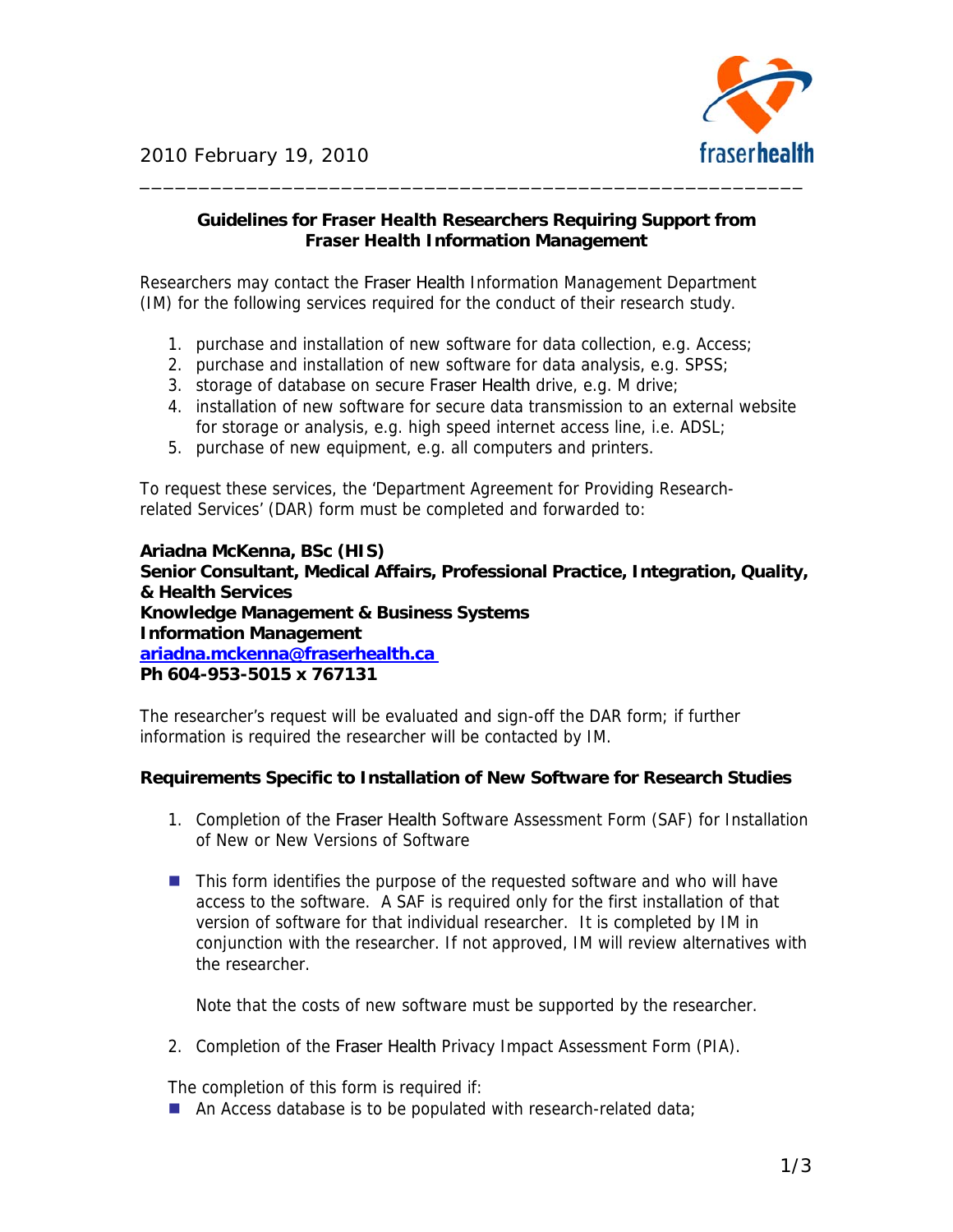2010 February 19, 2010

---

## Guidelines for Fraser Health Researchers Requiring Support from Fraser Health Information Management

Researchers may contact the Fraser Health Information Management Department (IM) for the following services required for the conduct of their research study.

1. purchase and installation of new software for data collection, e.g. Access;
2. purchase and installation of new software for data analysis, e.g. SPSS;
3. storage of database on secure Fraser Health drive, e.g. M drive;
4. installation of new software for secure data transmission to an external website for storage or analysis, e.g. high speed internet access line, i.e. ADSL;
5. purchase of new equipment, e.g. all computers and printers.

To request these services, the 'Department Agreement for Providing Research-related Services' (DAR) form must be completed and forwarded to:

**Ariadna McKenna, BSc (HIS)**
**Senior Consultant, Medical Affairs, Professional Practice, Integration, Quality, & Health Services**
**Knowledge Management & Business Systems**
**Information Management**
**ariadna.mckenna@fraserhealth.ca**
**Ph 604-953-5015 x 767131**

The researcher's request will be evaluated and sign-off the DAR form; if further information is required the researcher will be contacted by IM.

### Requirements Specific to Installation of New Software for Research Studies

1. Completion of the Fraser Health Software Assessment Form (SAF) for Installation of New or New Versions of Software

- This form identifies the purpose of the requested software and who will have access to the software. A SAF is required only for the first installation of that version of software for that individual researcher. It is completed by IM in conjunction with the researcher. If not approved, IM will review alternatives with the researcher.

  Note that the costs of new software must be supported by the researcher.

2. Completion of the Fraser Health Privacy Impact Assessment Form (PIA).

The completion of this form is required if:

- An Access database is to be populated with research-related data;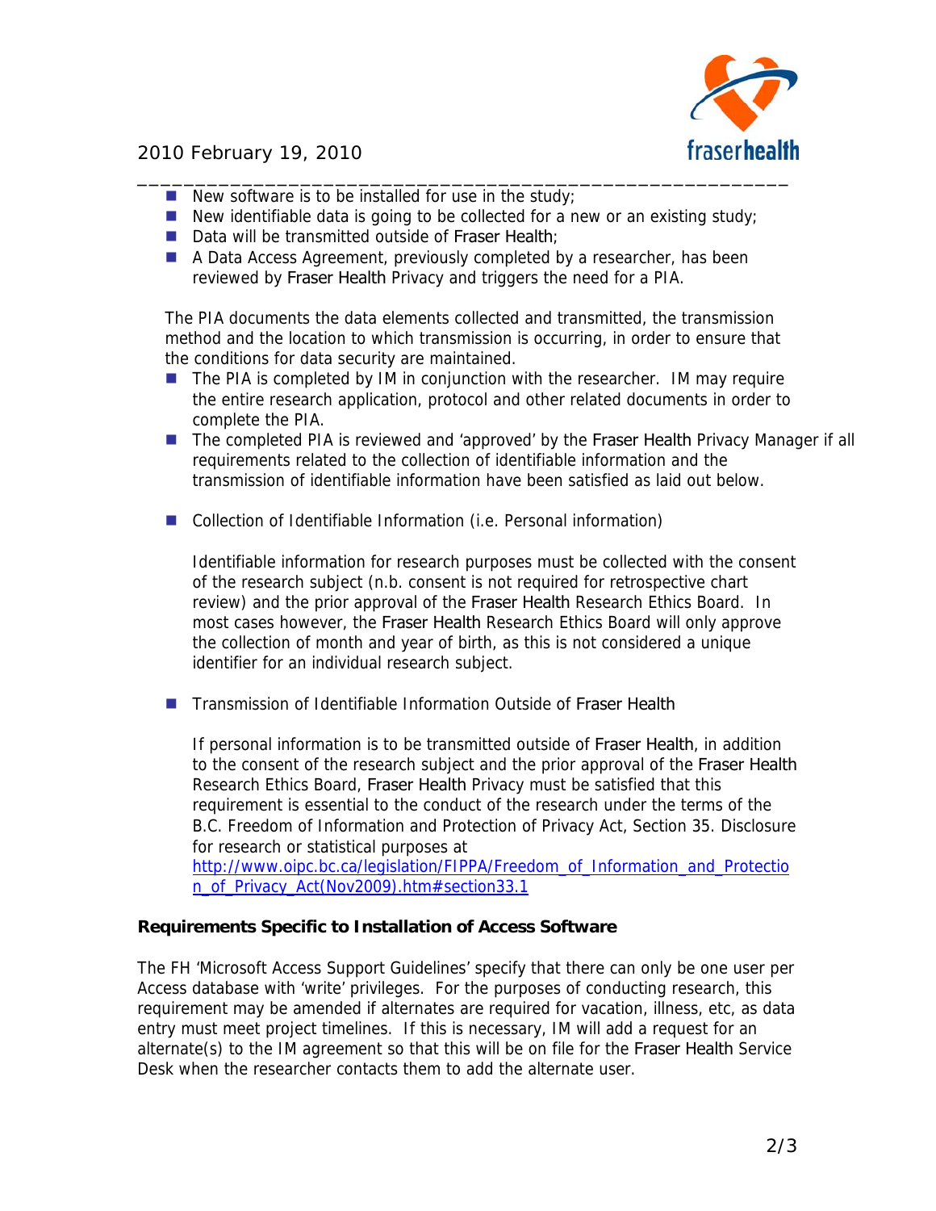- New software is to be installed for use in the study;
- New identifiable data is going to be collected for a new or an existing study;
- Data will be transmitted outside of Fraser Health;
- A Data Access Agreement, previously completed by a researcher, has been reviewed by Fraser Health Privacy and triggers the need for a PIA.

The PIA documents the data elements collected and transmitted, the transmission method and the location to which transmission is occurring, in order to ensure that the conditions for data security are maintained.

- The PIA is completed by IM in conjunction with the researcher. IM may require the entire research application, protocol and other related documents in order to complete the PIA.
- The completed PIA is reviewed and 'approved' by the Fraser Health Privacy Manager if all requirements related to the collection of identifiable information and the transmission of identifiable information have been satisfied as laid out below.

- Collection of Identifiable Information (i.e. Personal information)

  Identifiable information for research purposes must be collected with the consent of the research subject (n.b. consent is not required for retrospective chart review) and the prior approval of the Fraser Health Research Ethics Board. In most cases however, the Fraser Health Research Ethics Board will only approve the collection of month and year of birth, as this is not considered a unique identifier for an individual research subject.

- Transmission of Identifiable Information Outside of Fraser Health

  If personal information is to be transmitted outside of Fraser Health, in addition to the consent of the research subject and the prior approval of the Fraser Health Research Ethics Board, Fraser Health Privacy must be satisfied that this requirement is essential to the conduct of the research under the terms of the B.C. Freedom of Information and Protection of Privacy Act, Section 35. Disclosure for research or statistical purposes at http://www.oipc.bc.ca/legislation/FIPPA/Freedom_of_Information_and_Protection_of_Privacy_Act(Nov2009).htm#section33.1

**Requirements Specific to Installation of Access Software**

The FH 'Microsoft Access Support Guidelines' specify that there can only be one user per Access database with 'write' privileges. For the purposes of conducting research, this requirement may be amended if alternates are required for vacation, illness, etc, as data entry must meet project timelines. If this is necessary, IM will add a request for an alternate(s) to the IM agreement so that this will be on file for the Fraser Health Service Desk when the researcher contacts them to add the alternate user.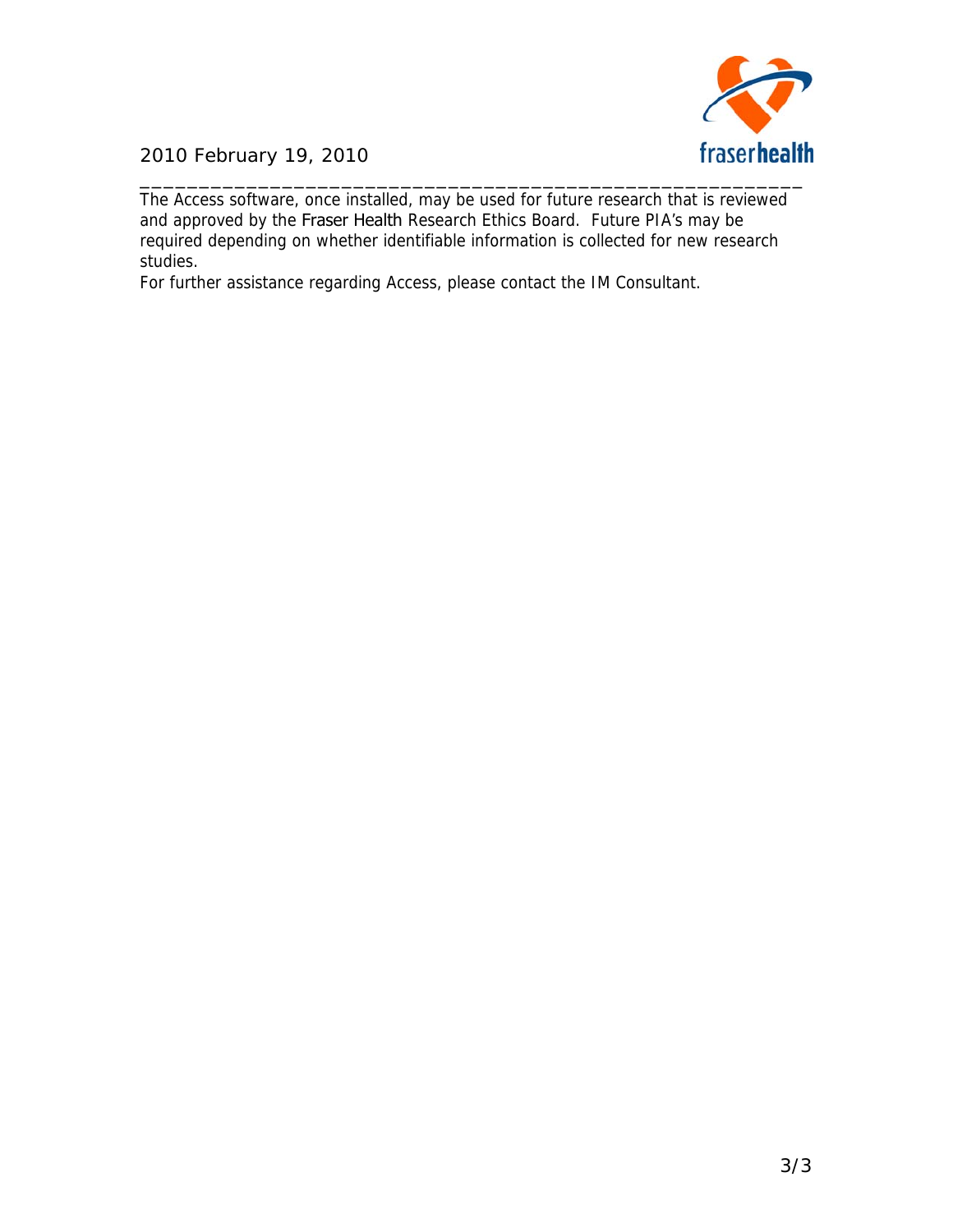The Access software, once installed, may be used for future research that is reviewed and approved by the Fraser Health Research Ethics Board. Future PIA's may be required depending on whether identifiable information is collected for new research studies.

For further assistance regarding Access, please contact the IM Consultant.